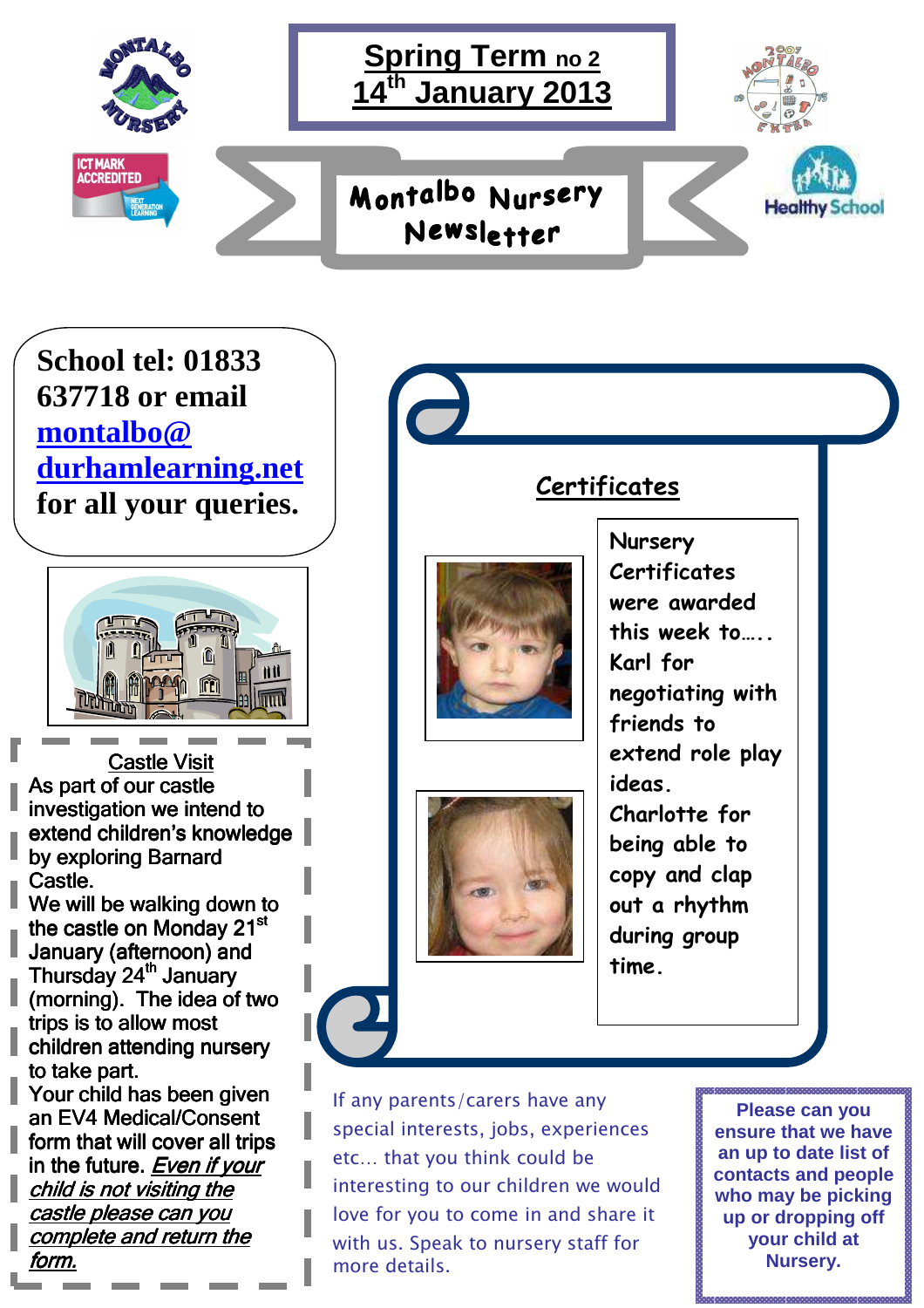# Spring Term no 2
# 14th January 2013

## Montalbo Nursery Newsletter

ICT MARK ACCREDITED

Healthy School

**School tel: 01833 637718 or email [montalbo@durhamlearning.net](mailto:montalbo@durhamlearning.net) for all your queries.**

### Castle Visit

As part of our castle investigation we intend to extend children's knowledge by exploring Barnard Castle.

We will be walking down to the castle on Monday 21st January (afternoon) and Thursday 24th January (morning). The idea of two trips is to allow most children attending nursery to take part.

Your child has been given an EV4 Medical/Consent form that will cover all trips in the future. *Even if your child is not visiting the castle please can you complete and return the form.*

### Certificates

Nursery Certificates were awarded this week to…..

Karl for negotiating with friends to extend role play ideas.

Charlotte for being able to copy and clap out a rhythm during group time.

If any parents/carers have any special interests, jobs, experiences etc… that you think could be interesting to our children we would love for you to come in and share it with us. Speak to nursery staff for more details.

**Please can you ensure that we have an up to date list of contacts and people who may be picking up or dropping off your child at Nursery.**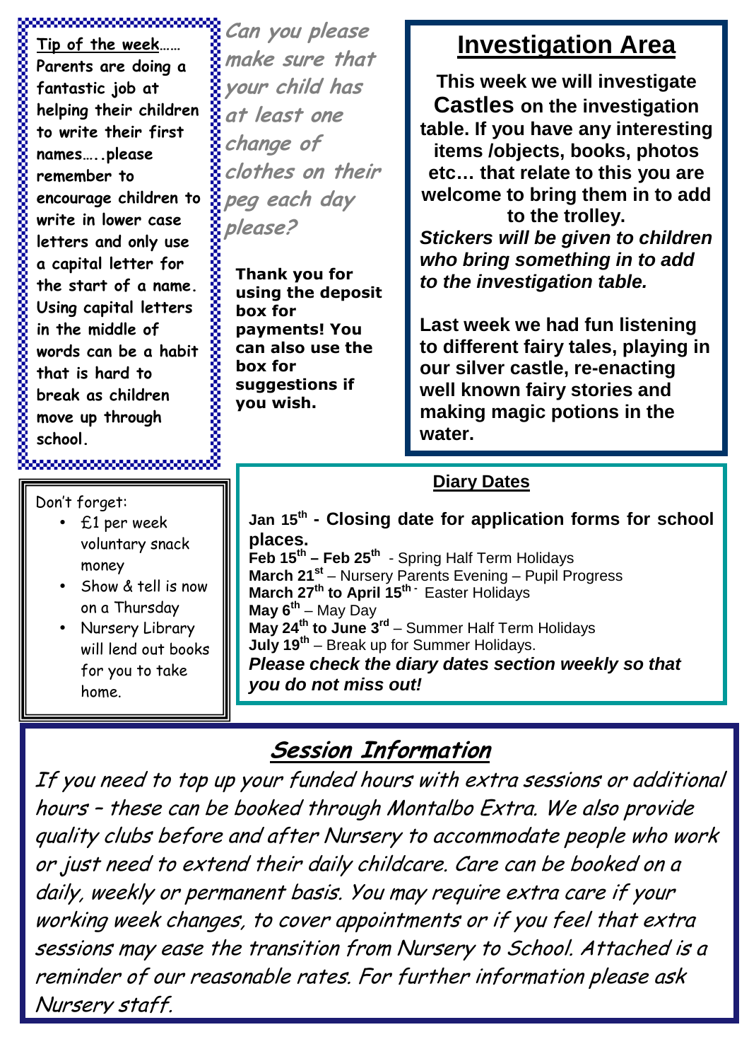**Tip of the week……**
Parents are doing a fantastic job at helping their children to write their first names…..please remember to encourage children to write in lower case letters and only use a capital letter for the start of a name. Using capital letters in the middle of words can be a habit that is hard to break as children move up through school.

*Can you please make sure that your child has at least one change of clothes on their peg each day please?*

**Thank you for using the deposit box for payments! You can also use the box for suggestions if you wish.**

## Investigation Area

**This week we will investigate Castles on the investigation table. If you have any interesting items /objects, books, photos etc… that relate to this you are welcome to bring them in to add to the trolley.**

***Stickers will be given to children who bring something in to add to the investigation table.***

**Last week we had fun listening to different fairy tales, playing in our silver castle, re-enacting well known fairy stories and making magic potions in the water.**

Don't forget:

- £1 per week voluntary snack money
- Show & tell is now on a Thursday
- Nursery Library will lend out books for you to take home.

**Diary Dates**

**Jan 15th - Closing date for application forms for school places.**
**Feb 15th – Feb 25th** - Spring Half Term Holidays
**March 21st** – Nursery Parents Evening – Pupil Progress
**March 27th to April 15th** - Easter Holidays
**May 6th** – May Day
**May 24th to June 3rd** – Summer Half Term Holidays
**July 19th** – Break up for Summer Holidays.
***Please check the diary dates section weekly so that you do not miss out!***

## Session Information

*If you need to top up your funded hours with extra sessions or additional hours – these can be booked through Montalbo Extra. We also provide quality clubs before and after Nursery to accommodate people who work or just need to extend their daily childcare. Care can be booked on a daily, weekly or permanent basis. You may require extra care if your working week changes, to cover appointments or if you feel that extra sessions may ease the transition from Nursery to School. Attached is a reminder of our reasonable rates. For further information please ask Nursery staff.*